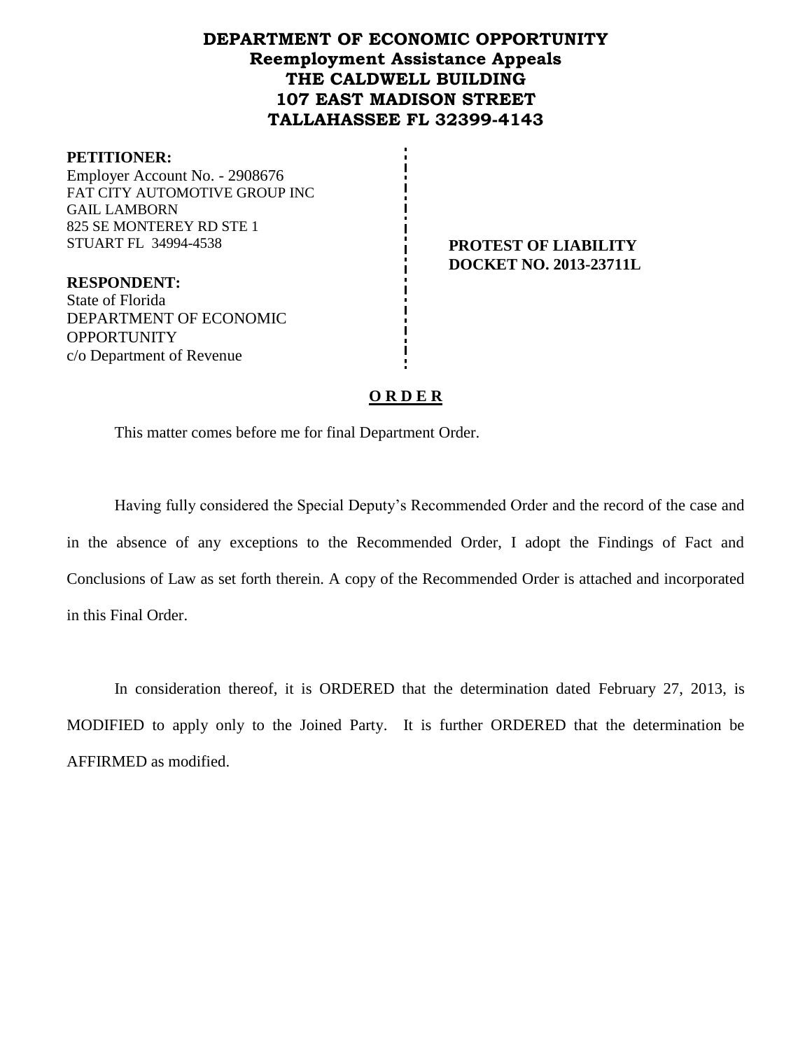# DEPARTMENT OF ECONOMIC OPPORTUNITY
## Reemployment Assistance Appeals
## THE CALDWELL BUILDING
## 107 EAST MADISON STREET
## TALLAHASSEE FL 32399-4143

**PETITIONER:**
Employer Account No. - 2908676
FAT CITY AUTOMOTIVE GROUP INC
GAIL LAMBORN
825 SE MONTEREY RD STE 1
STUART FL 34994-4538

**PROTEST OF LIABILITY**
**DOCKET NO. 2013-23711L**

**RESPONDENT:**
State of Florida
DEPARTMENT OF ECONOMIC OPPORTUNITY
c/o Department of Revenue

**O R D E R**

This matter comes before me for final Department Order.

Having fully considered the Special Deputy's Recommended Order and the record of the case and in the absence of any exceptions to the Recommended Order, I adopt the Findings of Fact and Conclusions of Law as set forth therein. A copy of the Recommended Order is attached and incorporated in this Final Order.

In consideration thereof, it is ORDERED that the determination dated February 27, 2013, is MODIFIED to apply only to the Joined Party. It is further ORDERED that the determination be AFFIRMED as modified.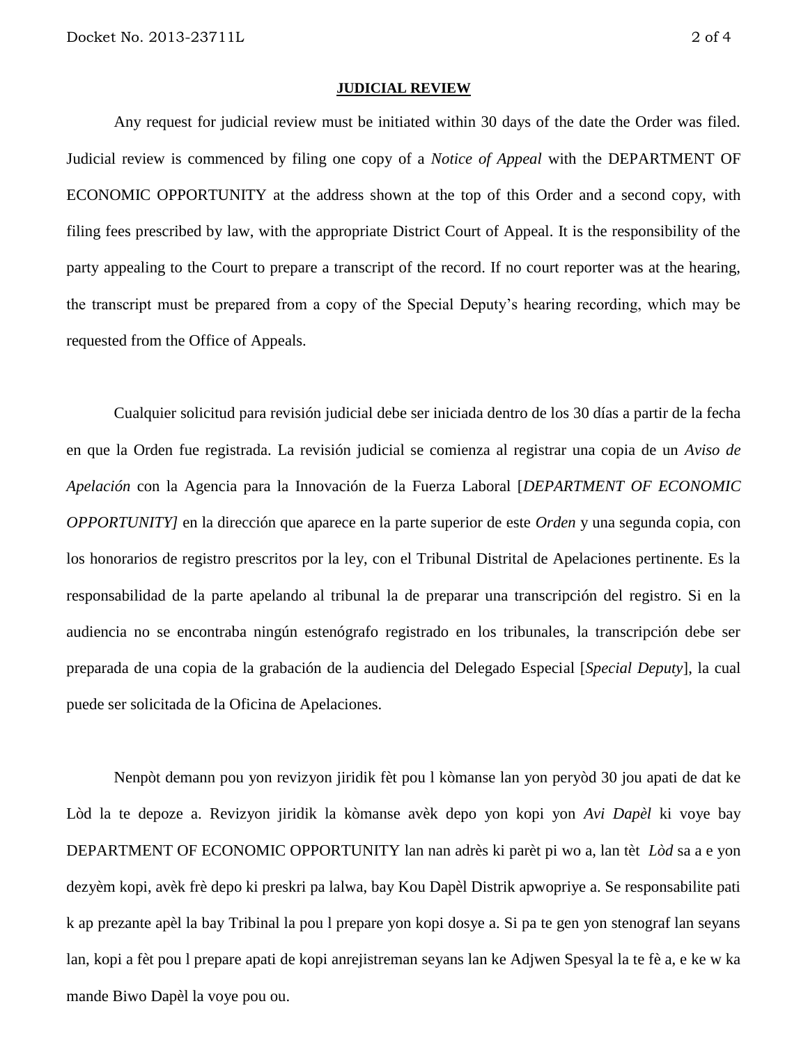**JUDICIAL REVIEW**

Any request for judicial review must be initiated within 30 days of the date the Order was filed. Judicial review is commenced by filing one copy of a *Notice of Appeal* with the DEPARTMENT OF ECONOMIC OPPORTUNITY at the address shown at the top of this Order and a second copy, with filing fees prescribed by law, with the appropriate District Court of Appeal. It is the responsibility of the party appealing to the Court to prepare a transcript of the record. If no court reporter was at the hearing, the transcript must be prepared from a copy of the Special Deputy's hearing recording, which may be requested from the Office of Appeals.

Cualquier solicitud para revisión judicial debe ser iniciada dentro de los 30 días a partir de la fecha en que la Orden fue registrada. La revisión judicial se comienza al registrar una copia de un *Aviso de Apelación* con la Agencia para la Innovación de la Fuerza Laboral [*DEPARTMENT OF ECONOMIC OPPORTUNITY]* en la dirección que aparece en la parte superior de este *Orden* y una segunda copia, con los honorarios de registro prescritos por la ley, con el Tribunal Distrital de Apelaciones pertinente. Es la responsabilidad de la parte apelando al tribunal la de preparar una transcripción del registro. Si en la audiencia no se encontraba ningún estenógrafo registrado en los tribunales, la transcripción debe ser preparada de una copia de la grabación de la audiencia del Delegado Especial [*Special Deputy*], la cual puede ser solicitada de la Oficina de Apelaciones.

Nenpòt demann pou yon revizyon jiridik fèt pou l kòmanse lan yon peryòd 30 jou apati de dat ke Lòd la te depoze a. Revizyon jiridik la kòmanse avèk depo yon kopi yon *Avi Dapèl* ki voye bay DEPARTMENT OF ECONOMIC OPPORTUNITY lan nan adrès ki parèt pi wo a, lan tèt *Lòd* sa a e yon dezyèm kopi, avèk frè depo ki preskri pa lalwa, bay Kou Dapèl Distrik apwopriye a. Se responsabilite pati k ap prezante apèl la bay Tribinal la pou l prepare yon kopi dosye a. Si pa te gen yon stenograf lan seyans lan, kopi a fèt pou l prepare apati de kopi anrejistreman seyans lan ke Adjwen Spesyal la te fè a, e ke w ka mande Biwo Dapèl la voye pou ou.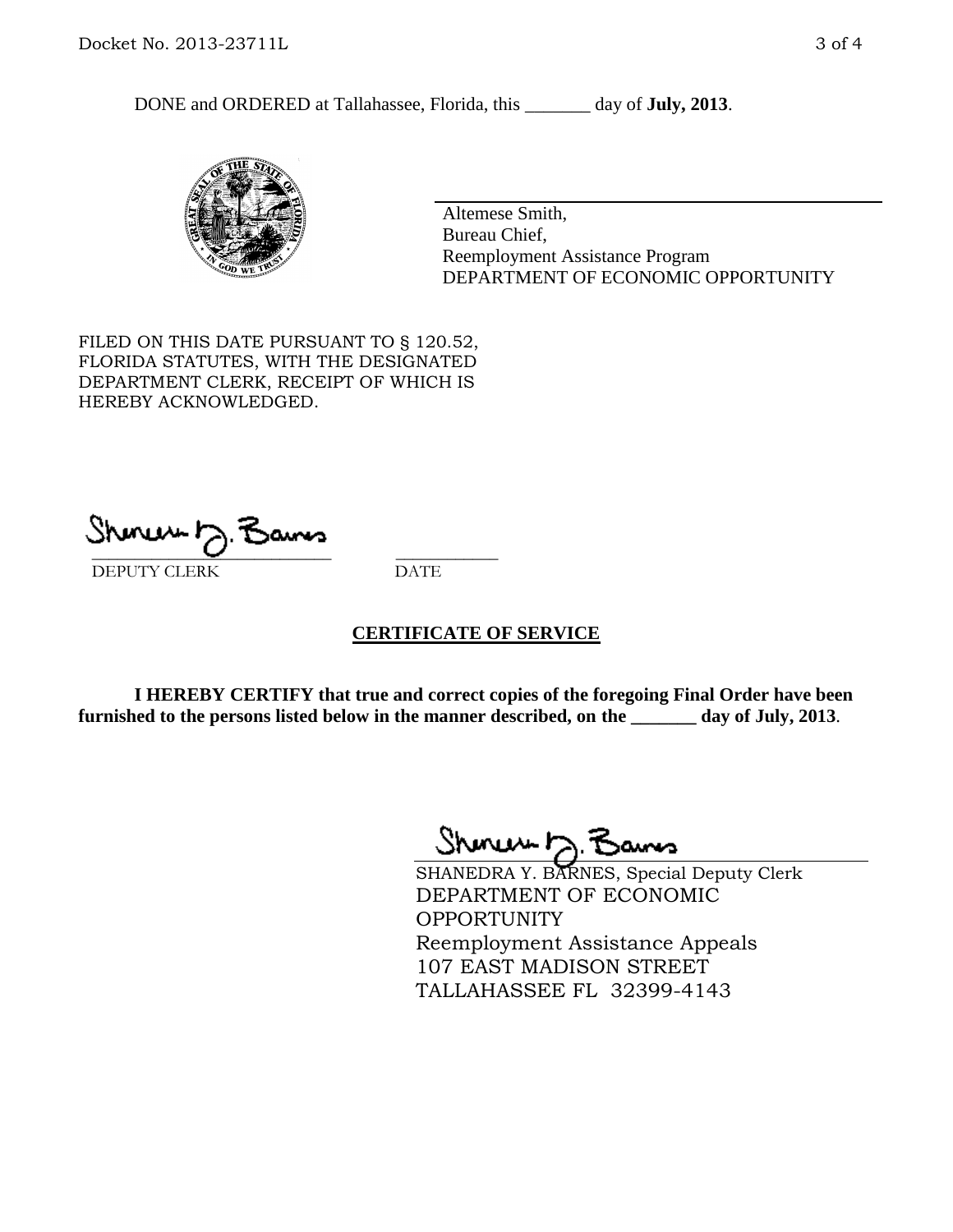DONE and ORDERED at Tallahassee, Florida, this _______ day of **July, 2013**.

Altemese Smith,
Bureau Chief,
Reemployment Assistance Program
DEPARTMENT OF ECONOMIC OPPORTUNITY

FILED ON THIS DATE PURSUANT TO § 120.52, FLORIDA STATUTES, WITH THE DESIGNATED DEPARTMENT CLERK, RECEIPT OF WHICH IS HEREBY ACKNOWLEDGED.

___________________________ ___________
DEPUTY CLERK DATE

**CERTIFICATE OF SERVICE**

**I HEREBY CERTIFY that true and correct copies of the foregoing Final Order have been furnished to the persons listed below in the manner described, on the _______ day of July, 2013**.

SHANEDRA Y. BARNES, Special Deputy Clerk
DEPARTMENT OF ECONOMIC OPPORTUNITY
Reemployment Assistance Appeals
107 EAST MADISON STREET
TALLAHASSEE FL 32399-4143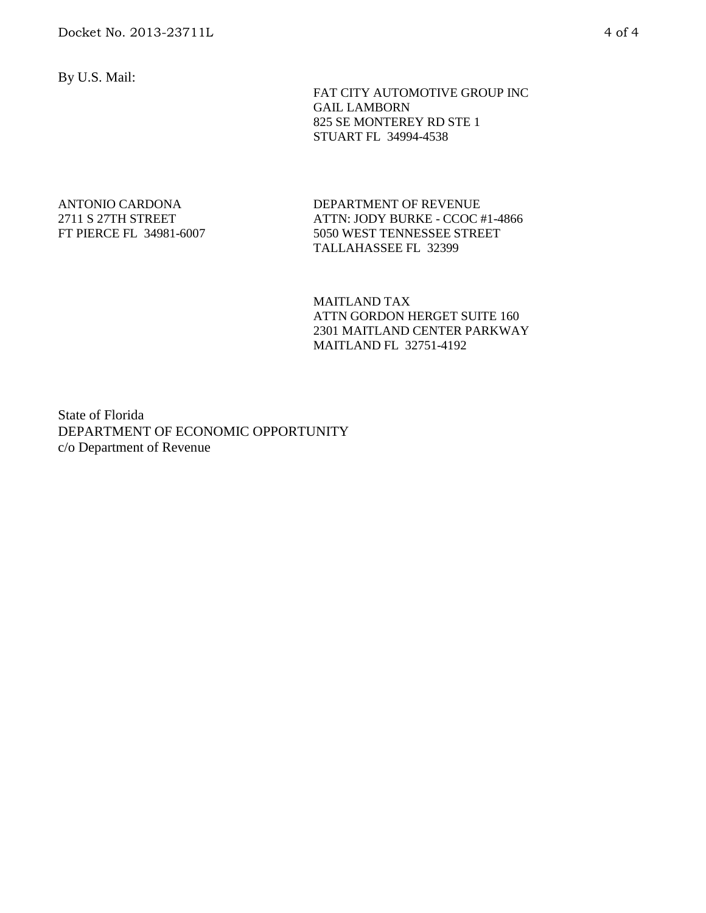By U.S. Mail:

FAT CITY AUTOMOTIVE GROUP INC
GAIL LAMBORN
825 SE MONTEREY RD STE 1
STUART FL 34994-4538

ANTONIO CARDONA
2711 S 27TH STREET
FT PIERCE FL 34981-6007

DEPARTMENT OF REVENUE
ATTN: JODY BURKE - CCOC #1-4866
5050 WEST TENNESSEE STREET
TALLAHASSEE FL 32399

MAITLAND TAX
ATTN GORDON HERGET SUITE 160
2301 MAITLAND CENTER PARKWAY
MAITLAND FL 32751-4192

State of Florida
DEPARTMENT OF ECONOMIC OPPORTUNITY
c/o Department of Revenue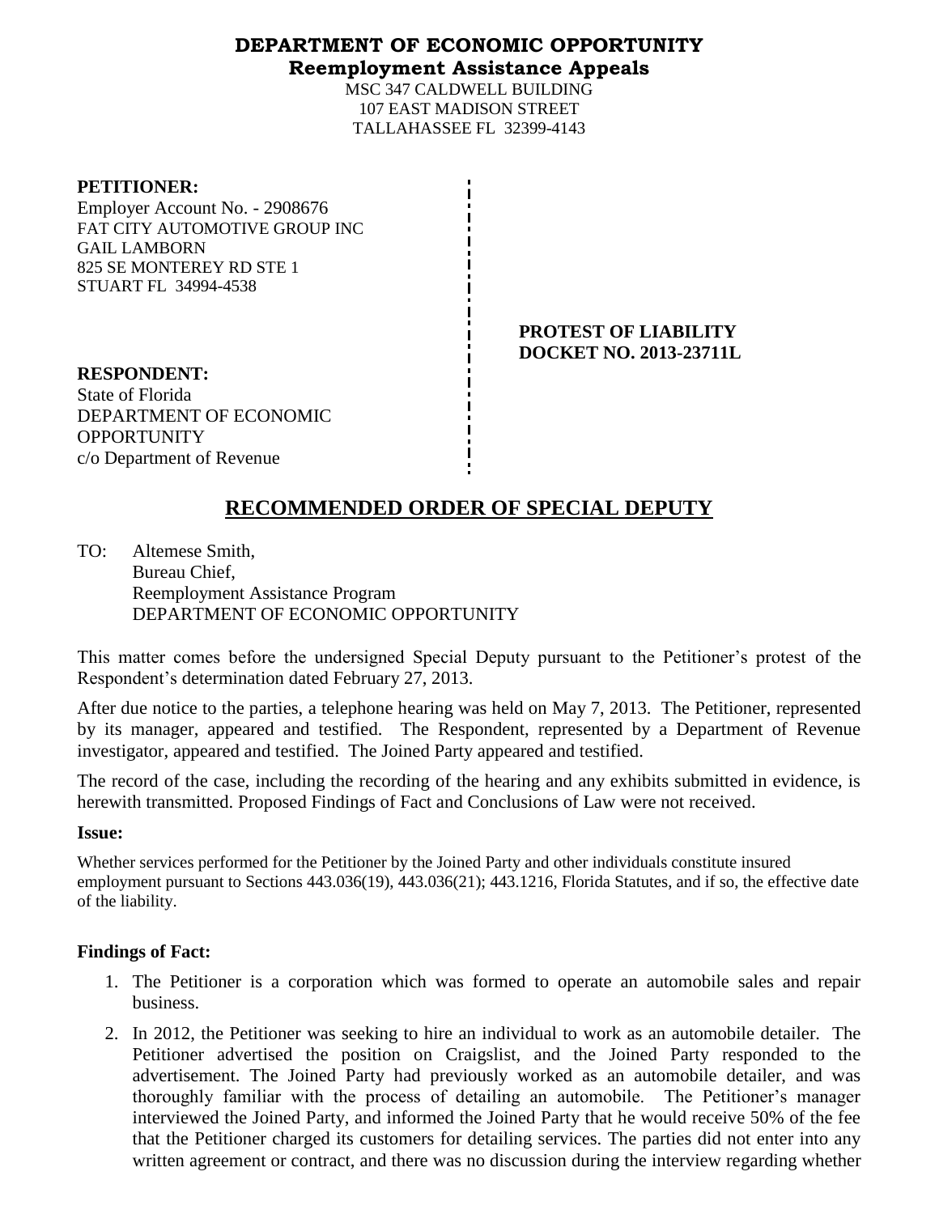**DEPARTMENT OF ECONOMIC OPPORTUNITY**
**Reemployment Assistance Appeals**

MSC 347 CALDWELL BUILDING
107 EAST MADISON STREET
TALLAHASSEE FL 32399-4143

**PETITIONER:**
Employer Account No. - 2908676
FAT CITY AUTOMOTIVE GROUP INC
GAIL LAMBORN
825 SE MONTEREY RD STE 1
STUART FL 34994-4538

**PROTEST OF LIABILITY**
**DOCKET NO. 2013-23711L**

**RESPONDENT:**
State of Florida
DEPARTMENT OF ECONOMIC OPPORTUNITY
c/o Department of Revenue

## RECOMMENDED ORDER OF SPECIAL DEPUTY

TO: Altemese Smith,
Bureau Chief,
Reemployment Assistance Program
DEPARTMENT OF ECONOMIC OPPORTUNITY

This matter comes before the undersigned Special Deputy pursuant to the Petitioner's protest of the Respondent's determination dated February 27, 2013.

After due notice to the parties, a telephone hearing was held on May 7, 2013. The Petitioner, represented by its manager, appeared and testified. The Respondent, represented by a Department of Revenue investigator, appeared and testified. The Joined Party appeared and testified.

The record of the case, including the recording of the hearing and any exhibits submitted in evidence, is herewith transmitted. Proposed Findings of Fact and Conclusions of Law were not received.

**Issue:**

Whether services performed for the Petitioner by the Joined Party and other individuals constitute insured employment pursuant to Sections 443.036(19), 443.036(21); 443.1216, Florida Statutes, and if so, the effective date of the liability.

**Findings of Fact:**

1. The Petitioner is a corporation which was formed to operate an automobile sales and repair business.
2. In 2012, the Petitioner was seeking to hire an individual to work as an automobile detailer. The Petitioner advertised the position on Craigslist, and the Joined Party responded to the advertisement. The Joined Party had previously worked as an automobile detailer, and was thoroughly familiar with the process of detailing an automobile. The Petitioner's manager interviewed the Joined Party, and informed the Joined Party that he would receive 50% of the fee that the Petitioner charged its customers for detailing services. The parties did not enter into any written agreement or contract, and there was no discussion during the interview regarding whether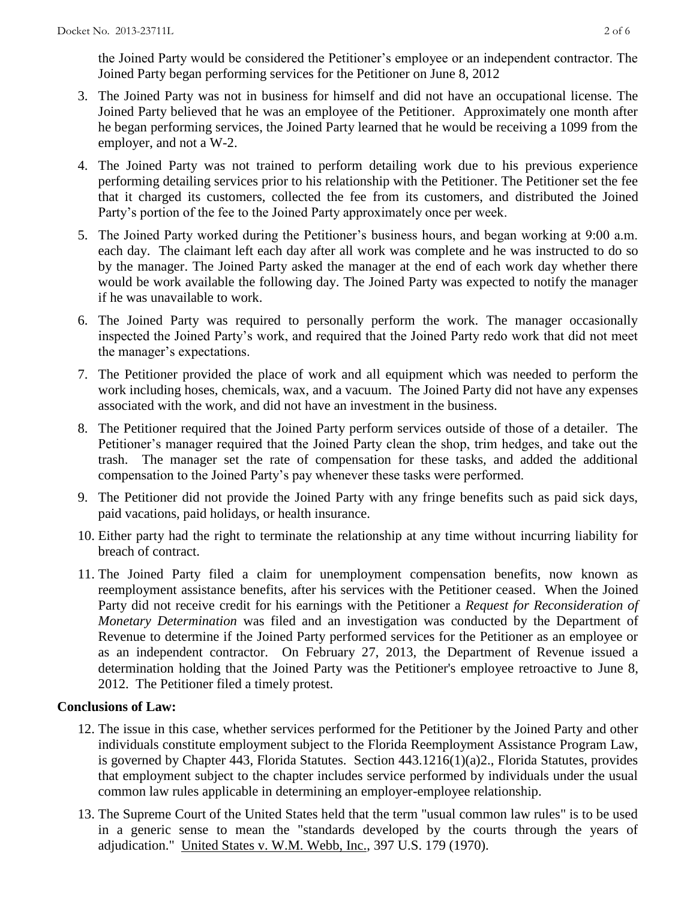the Joined Party would be considered the Petitioner's employee or an independent contractor. The Joined Party began performing services for the Petitioner on June 8, 2012

3. The Joined Party was not in business for himself and did not have an occupational license. The Joined Party believed that he was an employee of the Petitioner. Approximately one month after he began performing services, the Joined Party learned that he would be receiving a 1099 from the employer, and not a W-2.

4. The Joined Party was not trained to perform detailing work due to his previous experience performing detailing services prior to his relationship with the Petitioner. The Petitioner set the fee that it charged its customers, collected the fee from its customers, and distributed the Joined Party's portion of the fee to the Joined Party approximately once per week.

5. The Joined Party worked during the Petitioner's business hours, and began working at 9:00 a.m. each day. The claimant left each day after all work was complete and he was instructed to do so by the manager. The Joined Party asked the manager at the end of each work day whether there would be work available the following day. The Joined Party was expected to notify the manager if he was unavailable to work.

6. The Joined Party was required to personally perform the work. The manager occasionally inspected the Joined Party's work, and required that the Joined Party redo work that did not meet the manager's expectations.

7. The Petitioner provided the place of work and all equipment which was needed to perform the work including hoses, chemicals, wax, and a vacuum. The Joined Party did not have any expenses associated with the work, and did not have an investment in the business.

8. The Petitioner required that the Joined Party perform services outside of those of a detailer. The Petitioner's manager required that the Joined Party clean the shop, trim hedges, and take out the trash. The manager set the rate of compensation for these tasks, and added the additional compensation to the Joined Party's pay whenever these tasks were performed.

9. The Petitioner did not provide the Joined Party with any fringe benefits such as paid sick days, paid vacations, paid holidays, or health insurance.

10. Either party had the right to terminate the relationship at any time without incurring liability for breach of contract.

11. The Joined Party filed a claim for unemployment compensation benefits, now known as reemployment assistance benefits, after his services with the Petitioner ceased. When the Joined Party did not receive credit for his earnings with the Petitioner a *Request for Reconsideration of Monetary Determination* was filed and an investigation was conducted by the Department of Revenue to determine if the Joined Party performed services for the Petitioner as an employee or as an independent contractor. On February 27, 2013, the Department of Revenue issued a determination holding that the Joined Party was the Petitioner's employee retroactive to June 8, 2012. The Petitioner filed a timely protest.

**Conclusions of Law:**

12. The issue in this case, whether services performed for the Petitioner by the Joined Party and other individuals constitute employment subject to the Florida Reemployment Assistance Program Law, is governed by Chapter 443, Florida Statutes. Section 443.1216(1)(a)2., Florida Statutes, provides that employment subject to the chapter includes service performed by individuals under the usual common law rules applicable in determining an employer-employee relationship.

13. The Supreme Court of the United States held that the term "usual common law rules" is to be used in a generic sense to mean the "standards developed by the courts through the years of adjudication." United States v. W.M. Webb, Inc., 397 U.S. 179 (1970).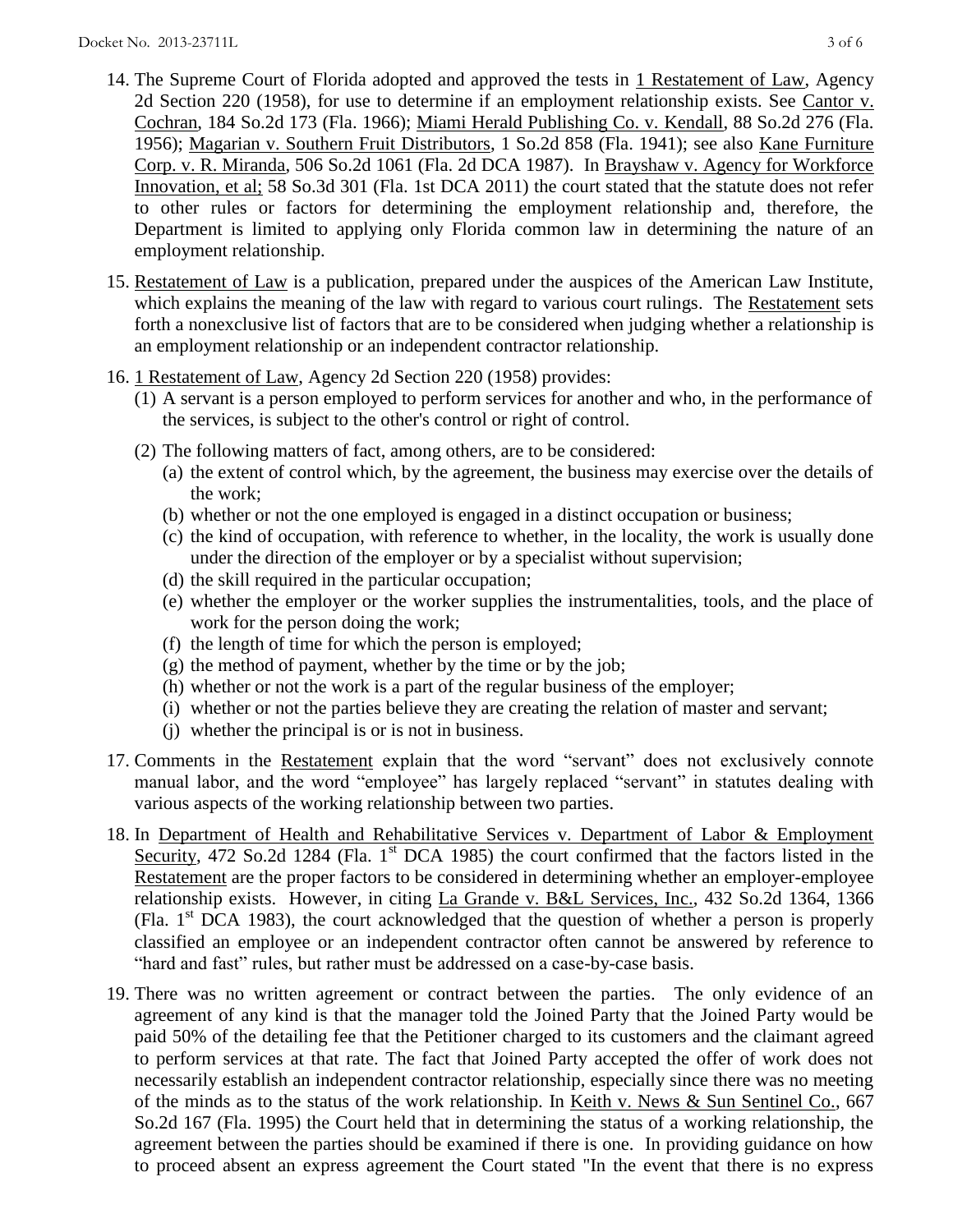14. The Supreme Court of Florida adopted and approved the tests in 1 Restatement of Law, Agency 2d Section 220 (1958), for use to determine if an employment relationship exists. See Cantor v. Cochran, 184 So.2d 173 (Fla. 1966); Miami Herald Publishing Co. v. Kendall, 88 So.2d 276 (Fla. 1956); Magarian v. Southern Fruit Distributors, 1 So.2d 858 (Fla. 1941); see also Kane Furniture Corp. v. R. Miranda, 506 So.2d 1061 (Fla. 2d DCA 1987). In Brayshaw v. Agency for Workforce Innovation, et al; 58 So.3d 301 (Fla. 1st DCA 2011) the court stated that the statute does not refer to other rules or factors for determining the employment relationship and, therefore, the Department is limited to applying only Florida common law in determining the nature of an employment relationship.

15. Restatement of Law is a publication, prepared under the auspices of the American Law Institute, which explains the meaning of the law with regard to various court rulings. The Restatement sets forth a nonexclusive list of factors that are to be considered when judging whether a relationship is an employment relationship or an independent contractor relationship.

16. 1 Restatement of Law, Agency 2d Section 220 (1958) provides:
    (1) A servant is a person employed to perform services for another and who, in the performance of the services, is subject to the other's control or right of control.
    (2) The following matters of fact, among others, are to be considered:
        (a) the extent of control which, by the agreement, the business may exercise over the details of the work;
        (b) whether or not the one employed is engaged in a distinct occupation or business;
        (c) the kind of occupation, with reference to whether, in the locality, the work is usually done under the direction of the employer or by a specialist without supervision;
        (d) the skill required in the particular occupation;
        (e) whether the employer or the worker supplies the instrumentalities, tools, and the place of work for the person doing the work;
        (f) the length of time for which the person is employed;
        (g) the method of payment, whether by the time or by the job;
        (h) whether or not the work is a part of the regular business of the employer;
        (i) whether or not the parties believe they are creating the relation of master and servant;
        (j) whether the principal is or is not in business.

17. Comments in the Restatement explain that the word "servant" does not exclusively connote manual labor, and the word "employee" has largely replaced "servant" in statutes dealing with various aspects of the working relationship between two parties.

18. In Department of Health and Rehabilitative Services v. Department of Labor & Employment Security, 472 So.2d 1284 (Fla. 1st DCA 1985) the court confirmed that the factors listed in the Restatement are the proper factors to be considered in determining whether an employer-employee relationship exists. However, in citing La Grande v. B&L Services, Inc., 432 So.2d 1364, 1366 (Fla. 1st DCA 1983), the court acknowledged that the question of whether a person is properly classified an employee or an independent contractor often cannot be answered by reference to "hard and fast" rules, but rather must be addressed on a case-by-case basis.

19. There was no written agreement or contract between the parties. The only evidence of an agreement of any kind is that the manager told the Joined Party that the Joined Party would be paid 50% of the detailing fee that the Petitioner charged to its customers and the claimant agreed to perform services at that rate. The fact that Joined Party accepted the offer of work does not necessarily establish an independent contractor relationship, especially since there was no meeting of the minds as to the status of the work relationship. In Keith v. News & Sun Sentinel Co., 667 So.2d 167 (Fla. 1995) the Court held that in determining the status of a working relationship, the agreement between the parties should be examined if there is one. In providing guidance on how to proceed absent an express agreement the Court stated "In the event that there is no express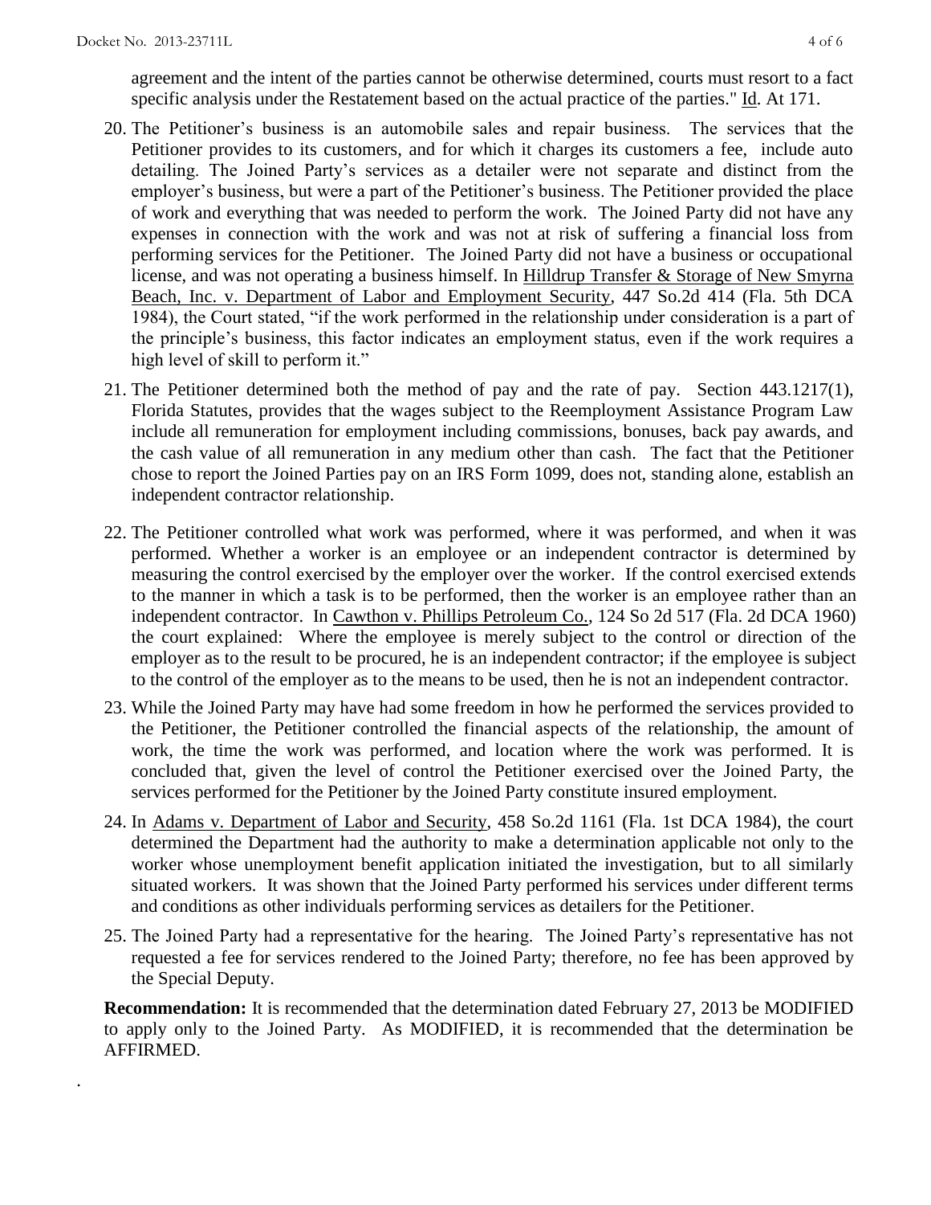agreement and the intent of the parties cannot be otherwise determined, courts must resort to a fact specific analysis under the Restatement based on the actual practice of the parties." Id. At 171.

20. The Petitioner's business is an automobile sales and repair business. The services that the Petitioner provides to its customers, and for which it charges its customers a fee, include auto detailing. The Joined Party's services as a detailer were not separate and distinct from the employer's business, but were a part of the Petitioner's business. The Petitioner provided the place of work and everything that was needed to perform the work. The Joined Party did not have any expenses in connection with the work and was not at risk of suffering a financial loss from performing services for the Petitioner. The Joined Party did not have a business or occupational license, and was not operating a business himself. In Hilldrup Transfer & Storage of New Smyrna Beach, Inc. v. Department of Labor and Employment Security, 447 So.2d 414 (Fla. 5th DCA 1984), the Court stated, "if the work performed in the relationship under consideration is a part of the principle's business, this factor indicates an employment status, even if the work requires a high level of skill to perform it."

21. The Petitioner determined both the method of pay and the rate of pay. Section 443.1217(1), Florida Statutes, provides that the wages subject to the Reemployment Assistance Program Law include all remuneration for employment including commissions, bonuses, back pay awards, and the cash value of all remuneration in any medium other than cash. The fact that the Petitioner chose to report the Joined Parties pay on an IRS Form 1099, does not, standing alone, establish an independent contractor relationship.

22. The Petitioner controlled what work was performed, where it was performed, and when it was performed. Whether a worker is an employee or an independent contractor is determined by measuring the control exercised by the employer over the worker. If the control exercised extends to the manner in which a task is to be performed, then the worker is an employee rather than an independent contractor. In Cawthon v. Phillips Petroleum Co., 124 So 2d 517 (Fla. 2d DCA 1960) the court explained: Where the employee is merely subject to the control or direction of the employer as to the result to be procured, he is an independent contractor; if the employee is subject to the control of the employer as to the means to be used, then he is not an independent contractor.

23. While the Joined Party may have had some freedom in how he performed the services provided to the Petitioner, the Petitioner controlled the financial aspects of the relationship, the amount of work, the time the work was performed, and location where the work was performed. It is concluded that, given the level of control the Petitioner exercised over the Joined Party, the services performed for the Petitioner by the Joined Party constitute insured employment.

24. In Adams v. Department of Labor and Security, 458 So.2d 1161 (Fla. 1st DCA 1984), the court determined the Department had the authority to make a determination applicable not only to the worker whose unemployment benefit application initiated the investigation, but to all similarly situated workers. It was shown that the Joined Party performed his services under different terms and conditions as other individuals performing services as detailers for the Petitioner.

25. The Joined Party had a representative for the hearing. The Joined Party's representative has not requested a fee for services rendered to the Joined Party; therefore, no fee has been approved by the Special Deputy.

**Recommendation:** It is recommended that the determination dated February 27, 2013 be MODIFIED to apply only to the Joined Party. As MODIFIED, it is recommended that the determination be AFFIRMED.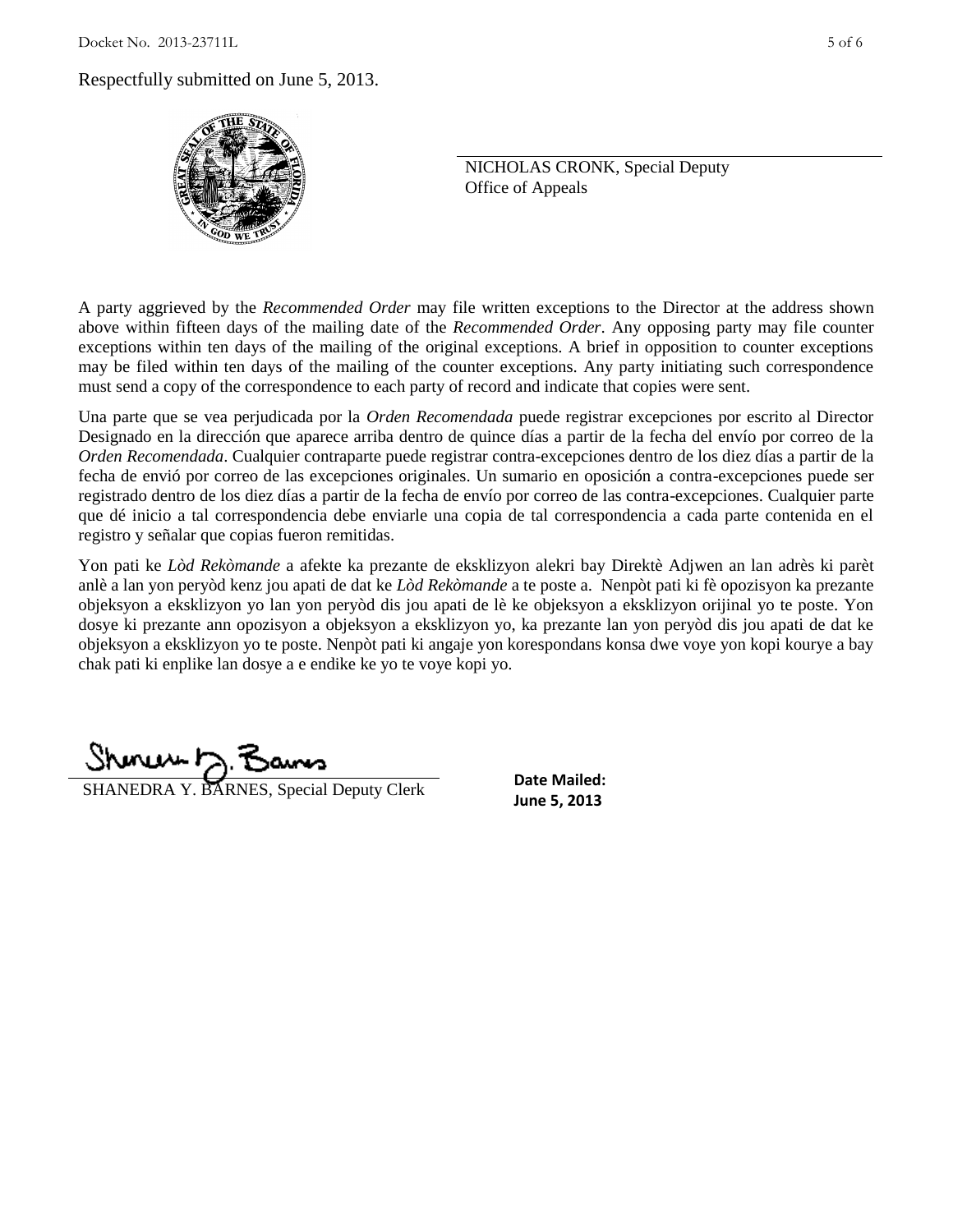Respectfully submitted on June 5, 2013.

NICHOLAS CRONK, Special Deputy
Office of Appeals

A party aggrieved by the *Recommended Order* may file written exceptions to the Director at the address shown above within fifteen days of the mailing date of the *Recommended Order*. Any opposing party may file counter exceptions within ten days of the mailing of the original exceptions. A brief in opposition to counter exceptions may be filed within ten days of the mailing of the counter exceptions. Any party initiating such correspondence must send a copy of the correspondence to each party of record and indicate that copies were sent.

Una parte que se vea perjudicada por la *Orden Recomendada* puede registrar excepciones por escrito al Director Designado en la dirección que aparece arriba dentro de quince días a partir de la fecha del envío por correo de la *Orden Recomendada*. Cualquier contraparte puede registrar contra-excepciones dentro de los diez días a partir de la fecha de envió por correo de las excepciones originales. Un sumario en oposición a contra-excepciones puede ser registrado dentro de los diez días a partir de la fecha de envío por correo de las contra-excepciones. Cualquier parte que dé inicio a tal correspondencia debe enviarle una copia de tal correspondencia a cada parte contenida en el registro y señalar que copias fueron remitidas.

Yon pati ke *Lòd Rekòmande* a afekte ka prezante de eksklizyon alekri bay Direktè Adjwen an lan adrès ki parèt anlè a lan yon peryòd kenz jou apati de dat ke *Lòd Rekòmande* a te poste a. Nenpòt pati ki fè opozisyon ka prezante objeksyon a eksklizyon yo lan yon peryòd dis jou apati de lè ke objeksyon a eksklizyon orijinal yo te poste. Yon dosye ki prezante ann opozisyon a objeksyon a eksklizyon yo, ka prezante lan yon peryòd dis jou apati de dat ke objeksyon a eksklizyon yo te poste. Nenpòt pati ki angaje yon korespondans konsa dwe voye yon kopi kourye a bay chak pati ki enplike lan dosye a e endike ke yo te voye kopi yo.

SHANEDRA Y. BARNES, Special Deputy Clerk

**Date Mailed:**
**June 5, 2013**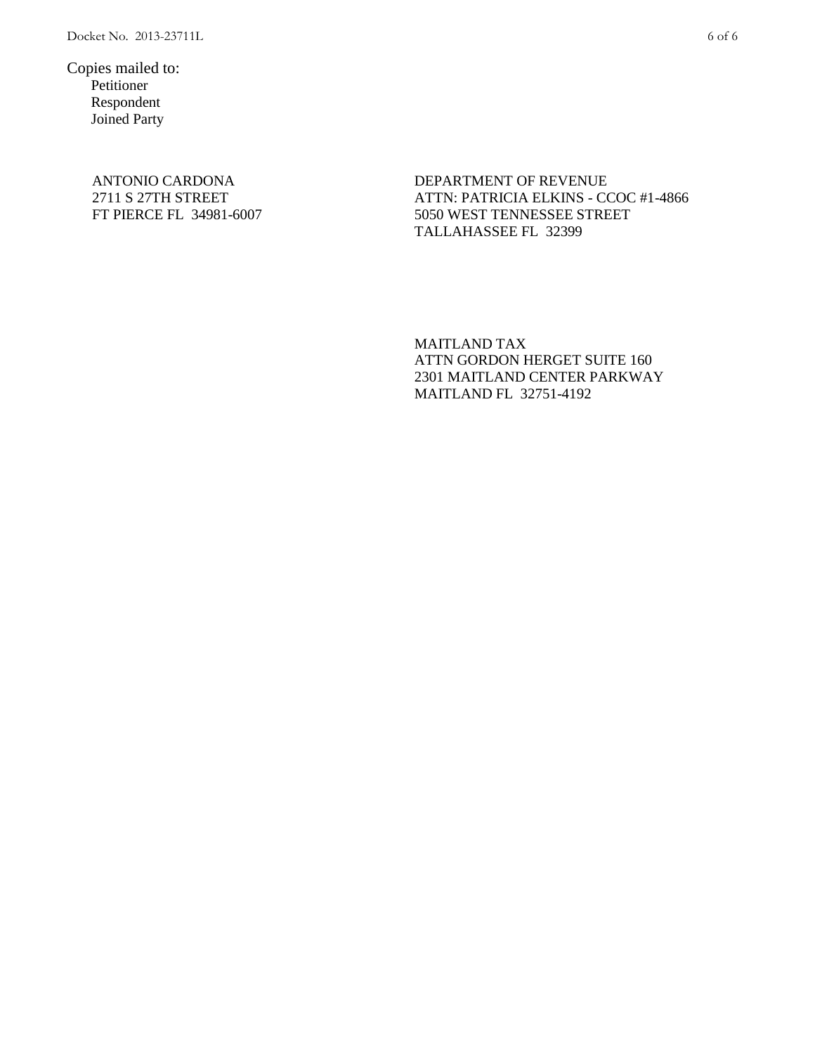Copies mailed to:
Petitioner
Respondent
Joined Party

ANTONIO CARDONA
2711 S 27TH STREET
FT PIERCE FL 34981-6007

DEPARTMENT OF REVENUE
ATTN: PATRICIA ELKINS - CCOC #1-4866
5050 WEST TENNESSEE STREET
TALLAHASSEE FL 32399

MAITLAND TAX
ATTN GORDON HERGET SUITE 160
2301 MAITLAND CENTER PARKWAY
MAITLAND FL 32751-4192